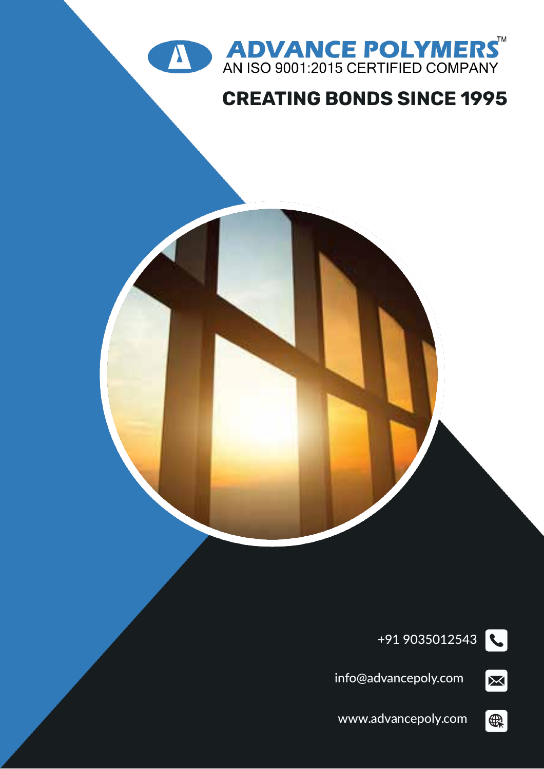# ADVANCE POLYMERS™

AN ISO 9001:2015 CERTIFIED COMPANY

## CREATING BONDS SINCE 1995

+91 9035012543

info@advancepoly.com

www.advancepoly.com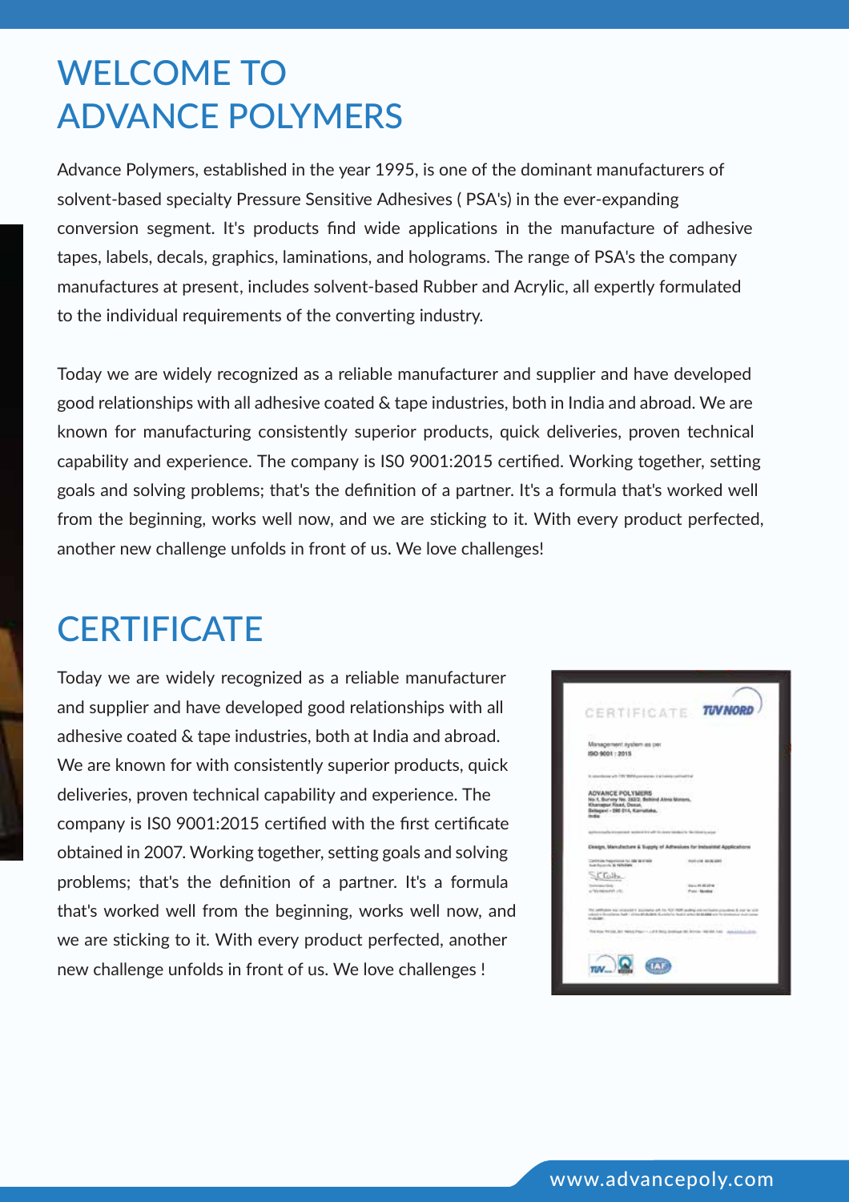# WELCOME TO ADVANCE POLYMERS

Advance Polymers, established in the year 1995, is one of the dominant manufacturers of solvent-based specialty Pressure Sensitive Adhesives ( PSA's) in the ever-expanding conversion segment. It's products find wide applications in the manufacture of adhesive tapes, labels, decals, graphics, laminations, and holograms. The range of PSA's the company manufactures at present, includes solvent-based Rubber and Acrylic, all expertly formulated to the individual requirements of the converting industry.

Today we are widely recognized as a reliable manufacturer and supplier and have developed good relationships with all adhesive coated & tape industries, both in India and abroad. We are known for manufacturing consistently superior products, quick deliveries, proven technical capability and experience. The company is IS0 9001:2015 certified. Working together, setting goals and solving problems; that's the definition of a partner. It's a formula that's worked well from the beginning, works well now, and we are sticking to it. With every product perfected, another new challenge unfolds in front of us. We love challenges!

# CERTIFICATE

Today we are widely recognized as a reliable manufacturer and supplier and have developed good relationships with all adhesive coated & tape industries, both at India and abroad. We are known for with consistently superior products, quick deliveries, proven technical capability and experience. The company is IS0 9001:2015 certified with the first certificate obtained in 2007. Working together, setting goals and solving problems; that's the definition of a partner. It's a formula that's worked well from the beginning, works well now, and we are sticking to it. With every product perfected, another new challenge unfolds in front of us. We love challenges !

www.advancepoly.com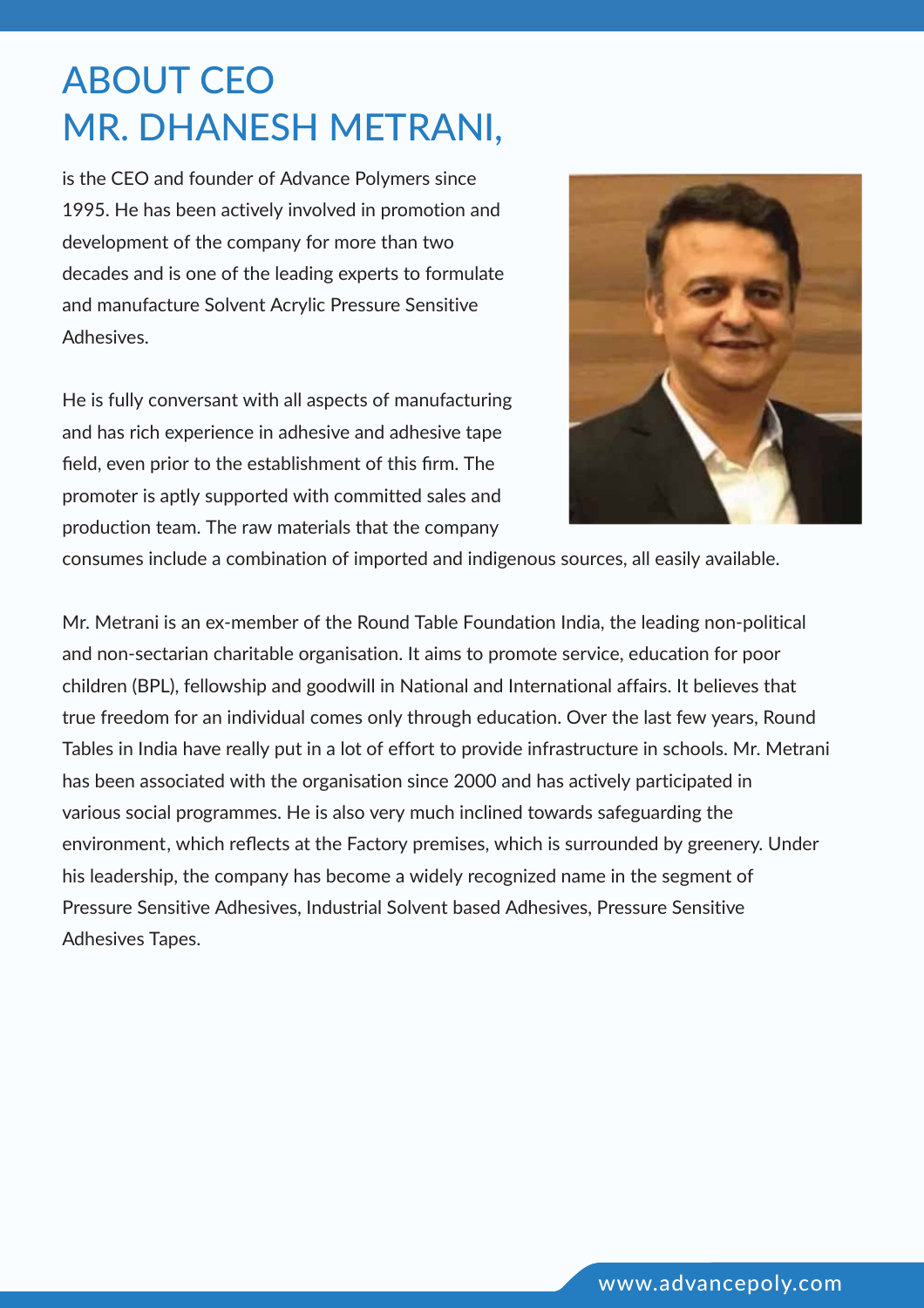# ABOUT CEO
# MR. DHANESH METRANI,

is the CEO and founder of Advance Polymers since 1995. He has been actively involved in promotion and development of the company for more than two decades and is one of the leading experts to formulate and manufacture Solvent Acrylic Pressure Sensitive Adhesives.

He is fully conversant with all aspects of manufacturing and has rich experience in adhesive and adhesive tape field, even prior to the establishment of this firm. The promoter is aptly supported with committed sales and production team. The raw materials that the company consumes include a combination of imported and indigenous sources, all easily available.

Mr. Metrani is an ex-member of the Round Table Foundation India, the leading non-political and non-sectarian charitable organisation. It aims to promote service, education for poor children (BPL), fellowship and goodwill in National and International affairs. It believes that true freedom for an individual comes only through education. Over the last few years, Round Tables in India have really put in a lot of effort to provide infrastructure in schools. Mr. Metrani has been associated with the organisation since 2000 and has actively participated in various social programmes. He is also very much inclined towards safeguarding the environment, which reflects at the Factory premises, which is surrounded by greenery. Under his leadership, the company has become a widely recognized name in the segment of Pressure Sensitive Adhesives, Industrial Solvent based Adhesives, Pressure Sensitive Adhesives Tapes.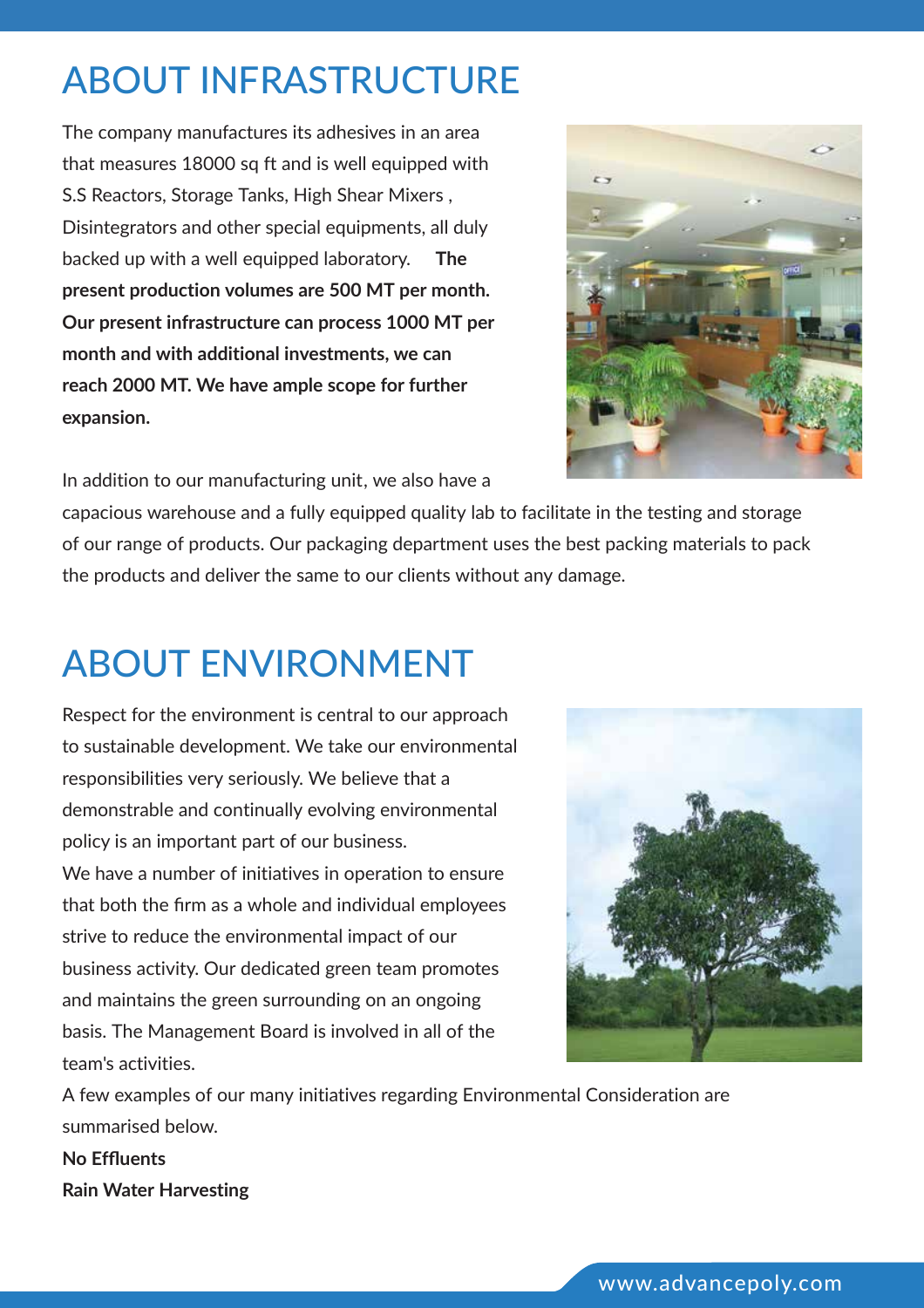# ABOUT INFRASTRUCTURE

The company manufactures its adhesives in an area that measures 18000 sq ft and is well equipped with S.S Reactors, Storage Tanks, High Shear Mixers , Disintegrators and other special equipments, all duly backed up with a well equipped laboratory. **The present production volumes are 500 MT per month. Our present infrastructure can process 1000 MT per month and with additional investments, we can reach 2000 MT. We have ample scope for further expansion.**

In addition to our manufacturing unit, we also have a capacious warehouse and a fully equipped quality lab to facilitate in the testing and storage of our range of products. Our packaging department uses the best packing materials to pack the products and deliver the same to our clients without any damage.

# ABOUT ENVIRONMENT

Respect for the environment is central to our approach to sustainable development. We take our environmental responsibilities very seriously. We believe that a demonstrable and continually evolving environmental policy is an important part of our business.

We have a number of initiatives in operation to ensure that both the firm as a whole and individual employees strive to reduce the environmental impact of our business activity. Our dedicated green team promotes and maintains the green surrounding on an ongoing basis. The Management Board is involved in all of the team's activities.

A few examples of our many initiatives regarding Environmental Consideration are summarised below.

**No Effluents**

**Rain Water Harvesting**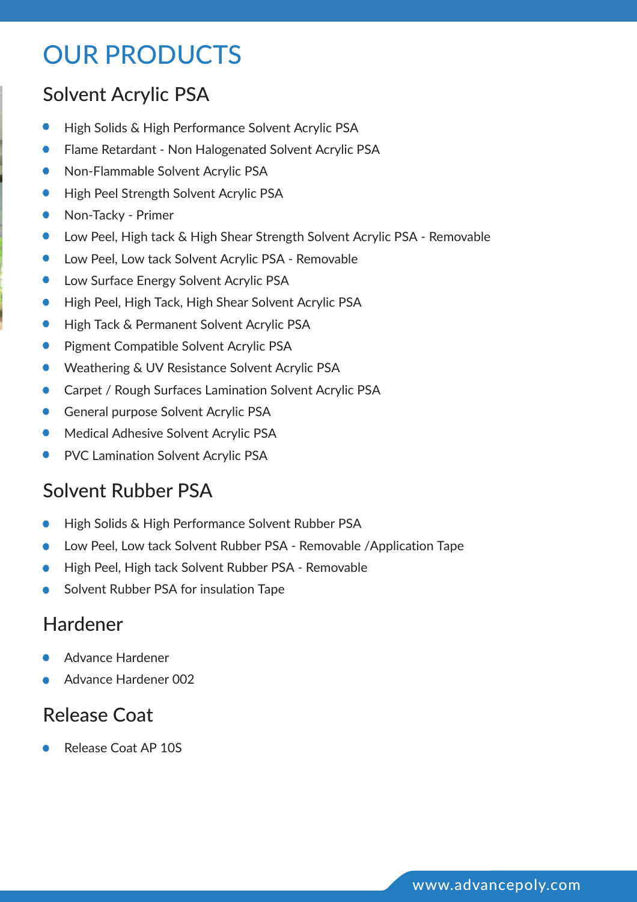# OUR PRODUCTS

## Solvent Acrylic PSA

- High Solids & High Performance Solvent Acrylic PSA
- Flame Retardant - Non Halogenated Solvent Acrylic PSA
- Non-Flammable Solvent Acrylic PSA
- High Peel Strength Solvent Acrylic PSA
- Non-Tacky - Primer
- Low Peel, High tack & High Shear Strength Solvent Acrylic PSA - Removable
- Low Peel, Low tack Solvent Acrylic PSA - Removable
- Low Surface Energy Solvent Acrylic PSA
- High Peel, High Tack, High Shear Solvent Acrylic PSA
- High Tack & Permanent Solvent Acrylic PSA
- Pigment Compatible Solvent Acrylic PSA
- Weathering & UV Resistance Solvent Acrylic PSA
- Carpet / Rough Surfaces Lamination Solvent Acrylic PSA
- General purpose Solvent Acrylic PSA
- Medical Adhesive Solvent Acrylic PSA
- PVC Lamination Solvent Acrylic PSA

## Solvent Rubber PSA

- High Solids & High Performance Solvent Rubber PSA
- Low Peel, Low tack Solvent Rubber PSA - Removable /Application Tape
- High Peel, High tack Solvent Rubber PSA - Removable
- Solvent Rubber PSA for insulation Tape

## Hardener

- Advance Hardener
- Advance Hardener 002

## Release Coat

- Release Coat AP 10S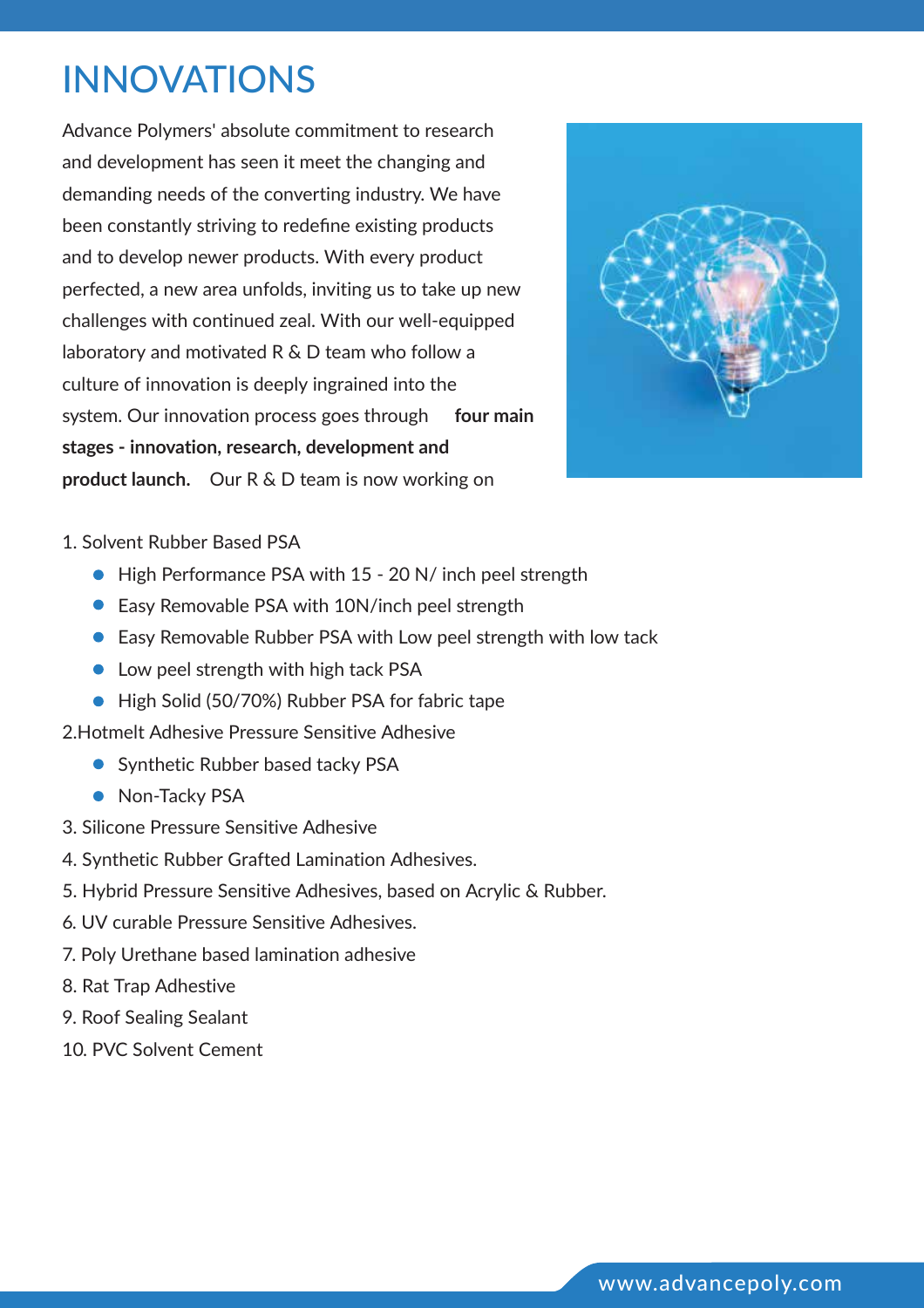# INNOVATIONS

Advance Polymers' absolute commitment to research and development has seen it meet the changing and demanding needs of the converting industry. We have been constantly striving to redefine existing products and to develop newer products. With every product perfected, a new area unfolds, inviting us to take up new challenges with continued zeal. With our well-equipped laboratory and motivated R & D team who follow a culture of innovation is deeply ingrained into the system. Our innovation process goes through **four main stages - innovation, research, development and product launch.** Our R & D team is now working on

1. Solvent Rubber Based PSA
   - High Performance PSA with 15 - 20 N/ inch peel strength
   - Easy Removable PSA with 10N/inch peel strength
   - Easy Removable Rubber PSA with Low peel strength with low tack
   - Low peel strength with high tack PSA
   - High Solid (50/70%) Rubber PSA for fabric tape
2. Hotmelt Adhesive Pressure Sensitive Adhesive
   - Synthetic Rubber based tacky PSA
   - Non-Tacky PSA
3. Silicone Pressure Sensitive Adhesive
4. Synthetic Rubber Grafted Lamination Adhesives.
5. Hybrid Pressure Sensitive Adhesives, based on Acrylic & Rubber.
6. UV curable Pressure Sensitive Adhesives.
7. Poly Urethane based lamination adhesive
8. Rat Trap Adhestive
9. Roof Sealing Sealant
10. PVC Solvent Cement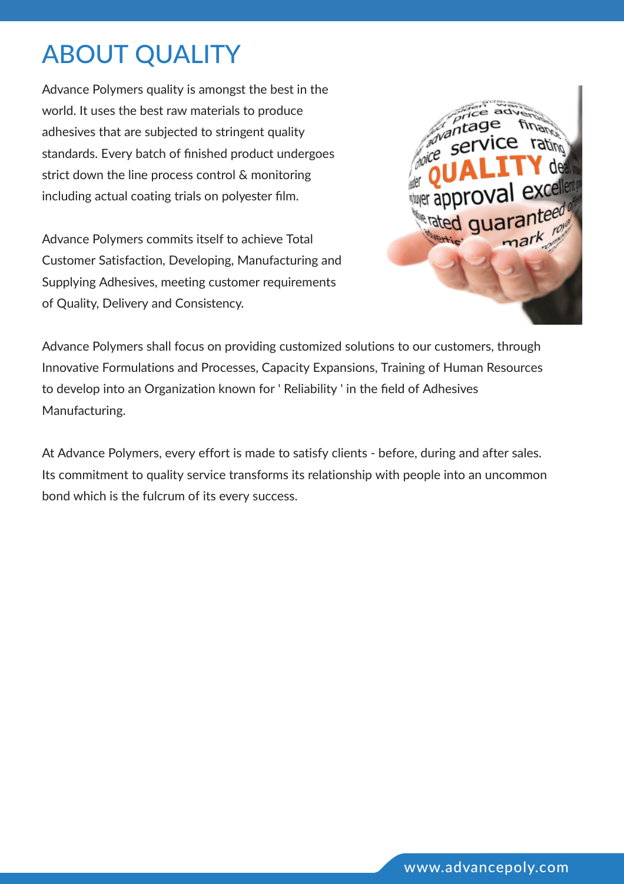# ABOUT QUALITY

Advance Polymers quality is amongst the best in the world. It uses the best raw materials to produce adhesives that are subjected to stringent quality standards. Every batch of finished product undergoes strict down the line process control & monitoring including actual coating trials on polyester film.

Advance Polymers commits itself to achieve Total Customer Satisfaction, Developing, Manufacturing and Supplying Adhesives, meeting customer requirements of Quality, Delivery and Consistency.

Advance Polymers shall focus on providing customized solutions to our customers, through Innovative Formulations and Processes, Capacity Expansions, Training of Human Resources to develop into an Organization known for ' Reliability ' in the field of Adhesives Manufacturing.

At Advance Polymers, every effort is made to satisfy clients - before, during and after sales. Its commitment to quality service transforms its relationship with people into an uncommon bond which is the fulcrum of its every success.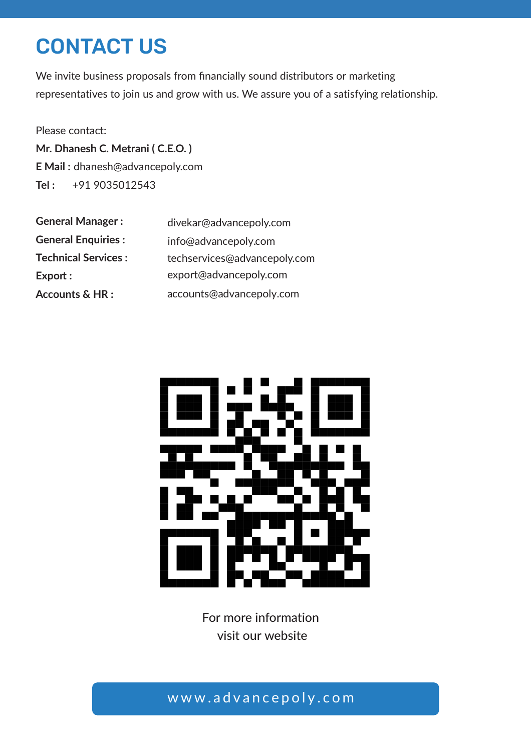# CONTACT US

We invite business proposals from financially sound distributors or marketing representatives to join us and grow with us. We assure you of a satisfying relationship.

Please contact:

**Mr. Dhanesh C. Metrani ( C.E.O. )**

**E Mail :** dhanesh@advancepoly.com

**Tel :** +91 9035012543

| | |
|---|---|
| **General Manager :** | divekar@advancepoly.com |
| **General Enquiries :** | info@advancepoly.com |
| **Technical Services :** | techservices@advancepoly.com |
| **Export :** | export@advancepoly.com |
| **Accounts & HR :** | accounts@advancepoly.com |

For more information
visit our website

www.advancepoly.com